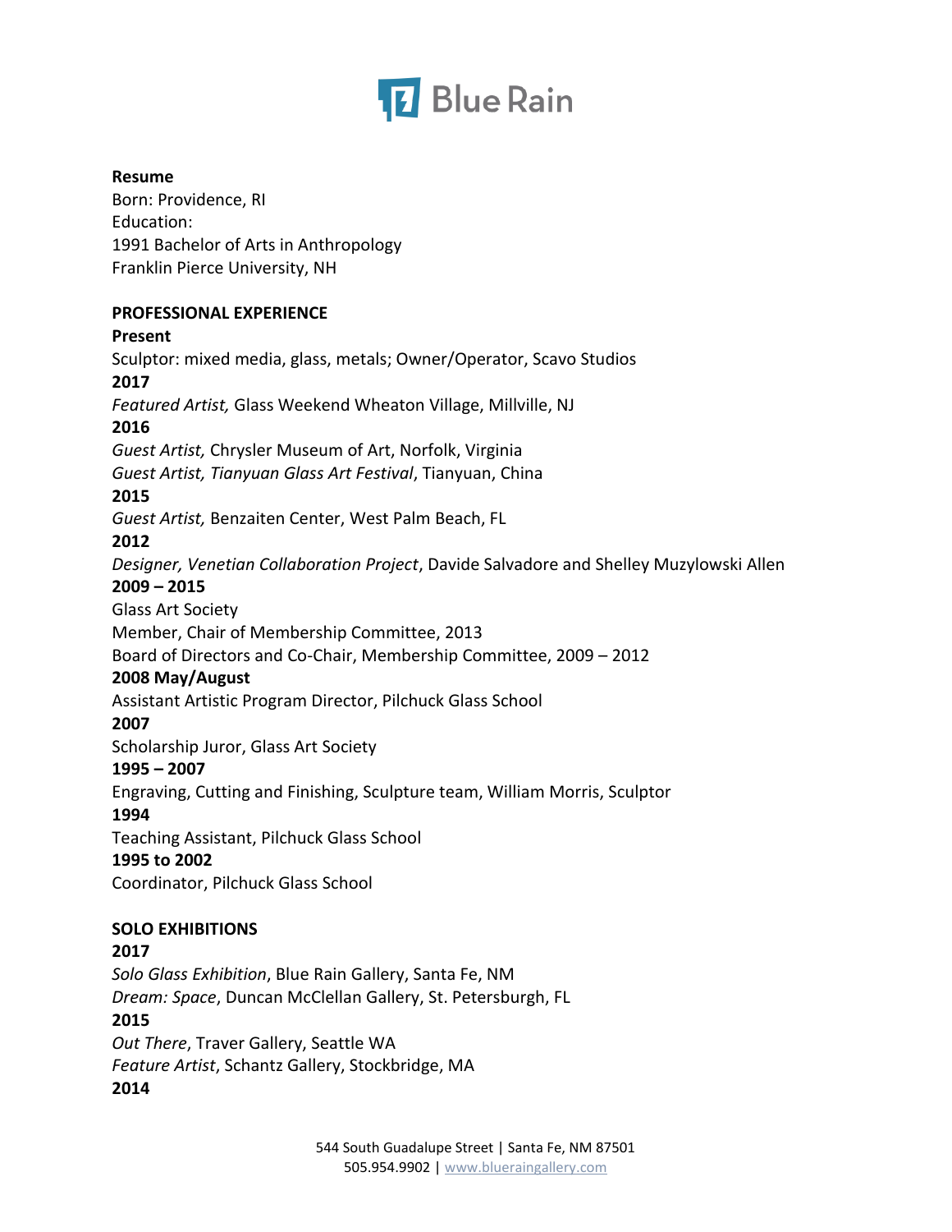**Resume**
Born: Providence, RI
Education:
1991 Bachelor of Arts in Anthropology
Franklin Pierce University, NH

## PROFESSIONAL EXPERIENCE

**Present**
Sculptor: mixed media, glass, metals; Owner/Operator, Scavo Studios

**2017**
*Featured Artist,* Glass Weekend Wheaton Village, Millville, NJ

**2016**
*Guest Artist,* Chrysler Museum of Art, Norfolk, Virginia
*Guest Artist, Tianyuan Glass Art Festival*, Tianyuan, China

**2015**
*Guest Artist,* Benzaiten Center, West Palm Beach, FL

**2012**
*Designer, Venetian Collaboration Project*, Davide Salvadore and Shelley Muzylowski Allen

**2009 – 2015**
Glass Art Society
Member, Chair of Membership Committee, 2013
Board of Directors and Co-Chair, Membership Committee, 2009 – 2012

**2008 May/August**
Assistant Artistic Program Director, Pilchuck Glass School

**2007**
Scholarship Juror, Glass Art Society

**1995 – 2007**
Engraving, Cutting and Finishing, Sculpture team, William Morris, Sculptor

**1994**
Teaching Assistant, Pilchuck Glass School

**1995 to 2002**
Coordinator, Pilchuck Glass School

## SOLO EXHIBITIONS

**2017**
*Solo Glass Exhibition*, Blue Rain Gallery, Santa Fe, NM
*Dream: Space*, Duncan McClellan Gallery, St. Petersburgh, FL

**2015**
*Out There*, Traver Gallery, Seattle WA
*Feature Artist*, Schantz Gallery, Stockbridge, MA

**2014**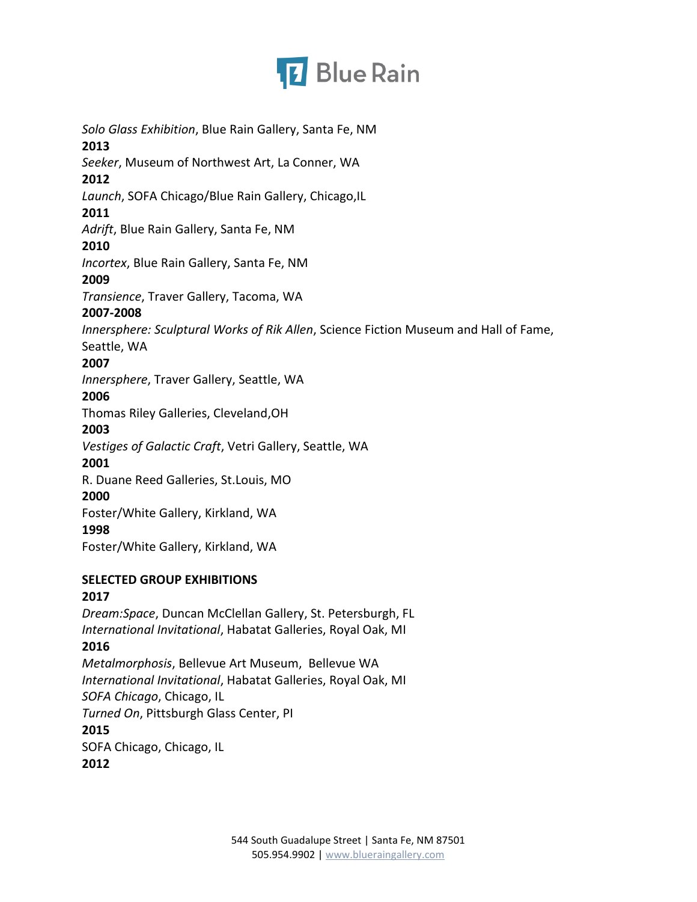*Solo Glass Exhibition*, Blue Rain Gallery, Santa Fe, NM

**2013**

*Seeker*, Museum of Northwest Art, La Conner, WA

**2012**

*Launch*, SOFA Chicago/Blue Rain Gallery, Chicago,IL

**2011**

*Adrift*, Blue Rain Gallery, Santa Fe, NM

**2010**

*Incortex*, Blue Rain Gallery, Santa Fe, NM

**2009**

*Transience*, Traver Gallery, Tacoma, WA

**2007-2008**

*Innersphere: Sculptural Works of Rik Allen*, Science Fiction Museum and Hall of Fame, Seattle, WA

**2007**

*Innersphere*, Traver Gallery, Seattle, WA

**2006**

Thomas Riley Galleries, Cleveland,OH

**2003**

*Vestiges of Galactic Craft*, Vetri Gallery, Seattle, WA

**2001**

R. Duane Reed Galleries, St.Louis, MO

**2000**

Foster/White Gallery, Kirkland, WA

**1998**

Foster/White Gallery, Kirkland, WA

**SELECTED GROUP EXHIBITIONS**

**2017**

*Dream:Space*, Duncan McClellan Gallery, St. Petersburgh, FL

*International Invitational*, Habatat Galleries, Royal Oak, MI

**2016**

*Metalmorphosis*, Bellevue Art Museum, Bellevue WA

*International Invitational*, Habatat Galleries, Royal Oak, MI

*SOFA Chicago*, Chicago, IL

*Turned On*, Pittsburgh Glass Center, PI

**2015**

SOFA Chicago, Chicago, IL

**2012**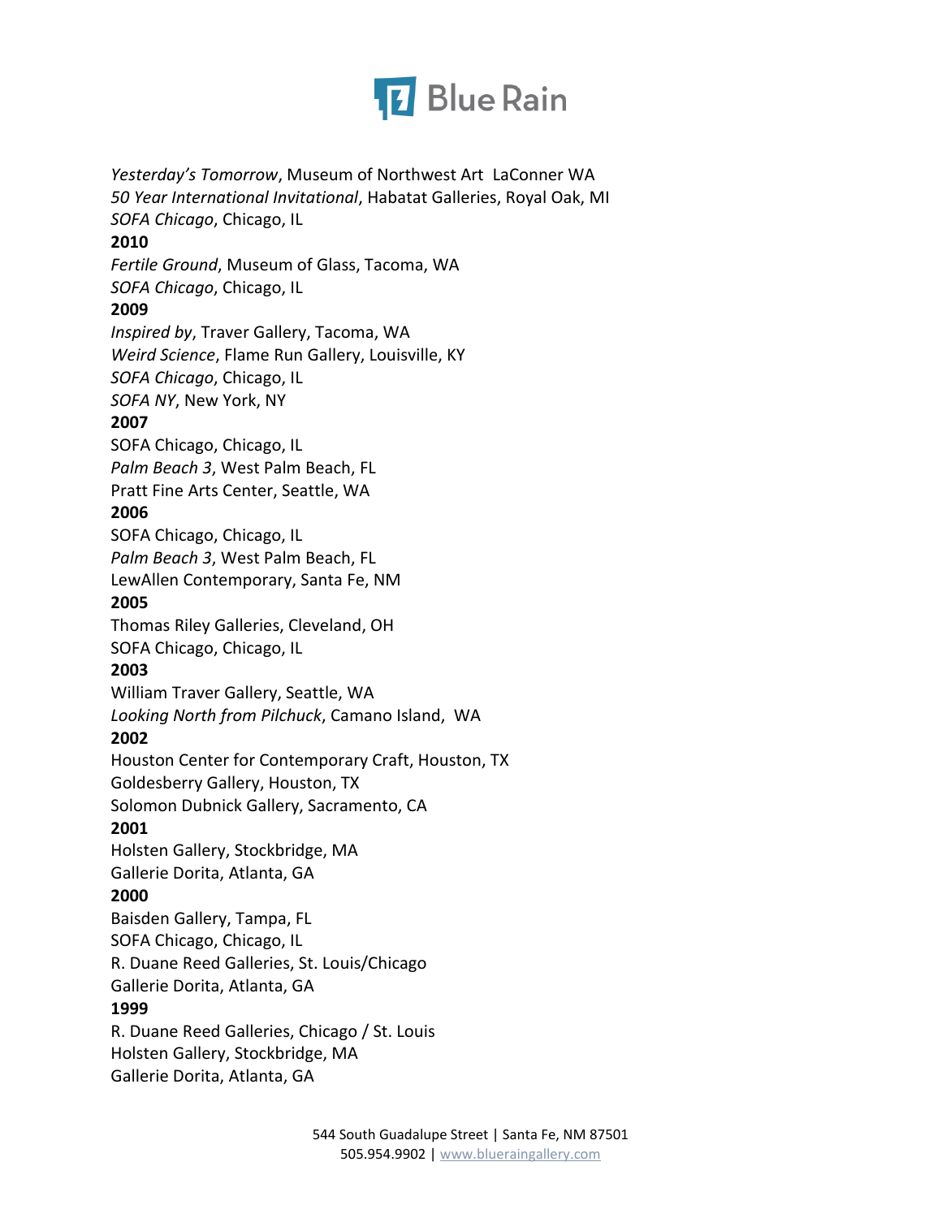*Yesterday's Tomorrow*, Museum of Northwest Art  LaConner WA
*50 Year International Invitational*, Habatat Galleries, Royal Oak, MI
*SOFA Chicago*, Chicago, IL

**2010**

*Fertile Ground*, Museum of Glass, Tacoma, WA
*SOFA Chicago*, Chicago, IL

**2009**

*Inspired by*, Traver Gallery, Tacoma, WA
*Weird Science*, Flame Run Gallery, Louisville, KY
*SOFA Chicago*, Chicago, IL
*SOFA NY*, New York, NY

**2007**

SOFA Chicago, Chicago, IL
*Palm Beach 3*, West Palm Beach, FL
Pratt Fine Arts Center, Seattle, WA

**2006**

SOFA Chicago, Chicago, IL
*Palm Beach 3*, West Palm Beach, FL
LewAllen Contemporary, Santa Fe, NM

**2005**

Thomas Riley Galleries, Cleveland, OH
SOFA Chicago, Chicago, IL

**2003**

William Traver Gallery, Seattle, WA
*Looking North from Pilchuck*, Camano Island,  WA

**2002**

Houston Center for Contemporary Craft, Houston, TX
Goldesberry Gallery, Houston, TX
Solomon Dubnick Gallery, Sacramento, CA

**2001**

Holsten Gallery, Stockbridge, MA
Gallerie Dorita, Atlanta, GA

**2000**

Baisden Gallery, Tampa, FL
SOFA Chicago, Chicago, IL
R. Duane Reed Galleries, St. Louis/Chicago
Gallerie Dorita, Atlanta, GA

**1999**

R. Duane Reed Galleries, Chicago / St. Louis
Holsten Gallery, Stockbridge, MA
Gallerie Dorita, Atlanta, GA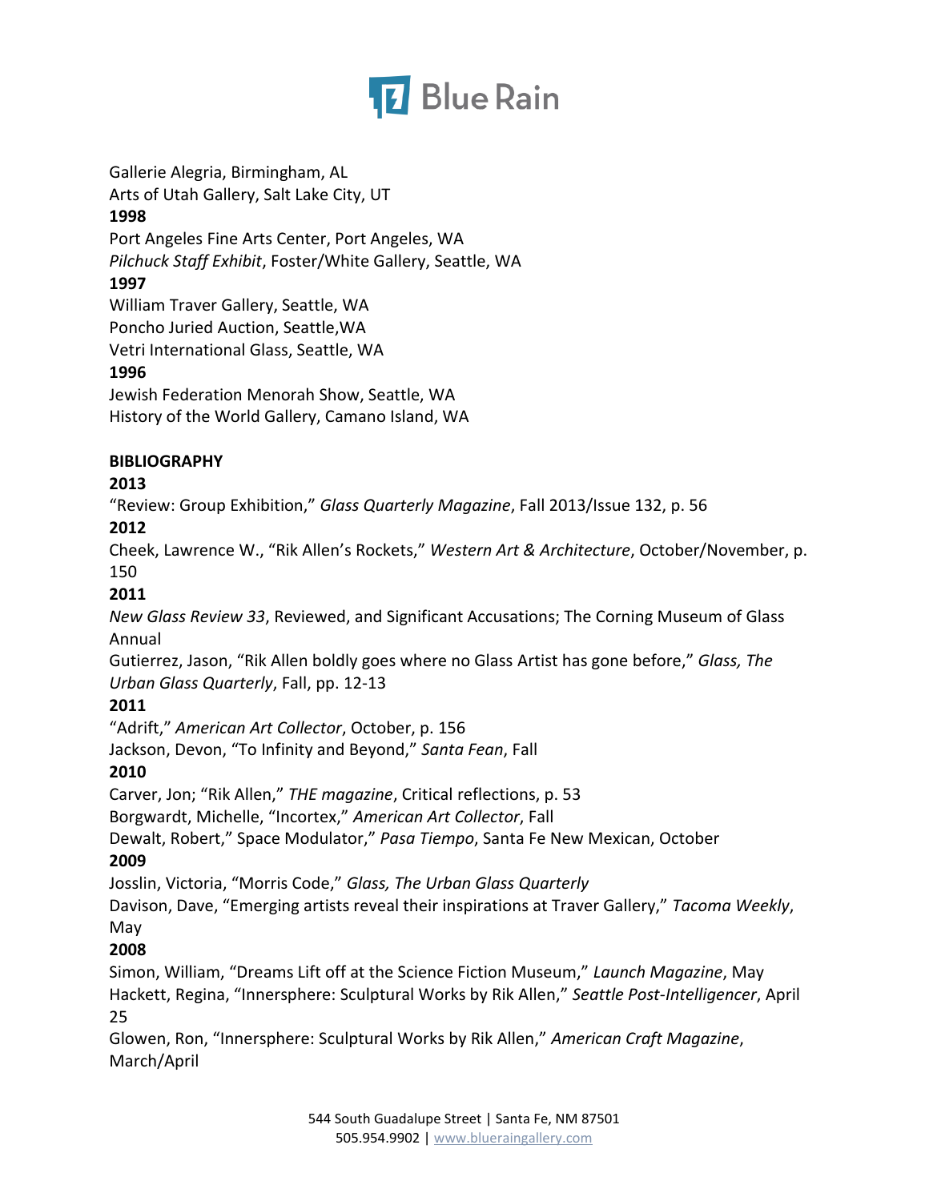Gallerie Alegria, Birmingham, AL
Arts of Utah Gallery, Salt Lake City, UT

**1998**

Port Angeles Fine Arts Center, Port Angeles, WA
*Pilchuck Staff Exhibit*, Foster/White Gallery, Seattle, WA

**1997**

William Traver Gallery, Seattle, WA
Poncho Juried Auction, Seattle,WA
Vetri International Glass, Seattle, WA

**1996**

Jewish Federation Menorah Show, Seattle, WA
History of the World Gallery, Camano Island, WA

**BIBLIOGRAPHY**

**2013**

"Review: Group Exhibition," *Glass Quarterly Magazine*, Fall 2013/Issue 132, p. 56

**2012**

Cheek, Lawrence W., "Rik Allen's Rockets," *Western Art & Architecture*, October/November, p. 150

**2011**

*New Glass Review 33*, Reviewed, and Significant Accusations; The Corning Museum of Glass Annual
Gutierrez, Jason, "Rik Allen boldly goes where no Glass Artist has gone before," *Glass, The Urban Glass Quarterly*, Fall, pp. 12-13

**2011**

"Adrift," *American Art Collector*, October, p. 156
Jackson, Devon, "To Infinity and Beyond," *Santa Fean*, Fall

**2010**

Carver, Jon; "Rik Allen," *THE magazine*, Critical reflections, p. 53
Borgwardt, Michelle, "Incortex," *American Art Collector*, Fall
Dewalt, Robert," Space Modulator," *Pasa Tiempo*, Santa Fe New Mexican, October

**2009**

Josslin, Victoria, "Morris Code," *Glass, The Urban Glass Quarterly*
Davison, Dave, "Emerging artists reveal their inspirations at Traver Gallery," *Tacoma Weekly*, May

**2008**

Simon, William, "Dreams Lift off at the Science Fiction Museum," *Launch Magazine*, May
Hackett, Regina, "Innersphere: Sculptural Works by Rik Allen," *Seattle Post-Intelligencer*, April 25
Glowen, Ron, "Innersphere: Sculptural Works by Rik Allen," *American Craft Magazine*, March/April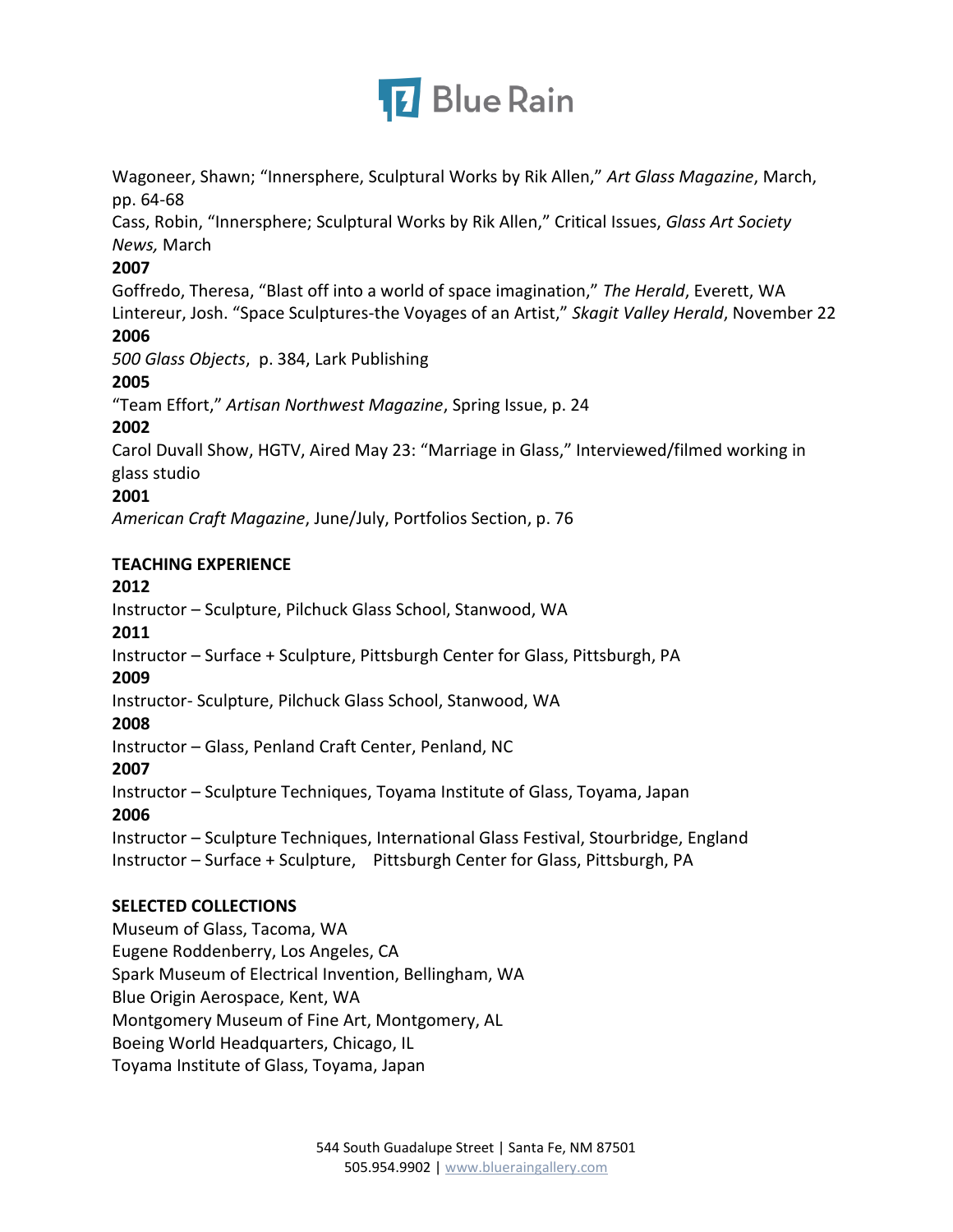Wagoneer, Shawn; "Innersphere, Sculptural Works by Rik Allen," *Art Glass Magazine*, March, pp. 64-68

Cass, Robin, "Innersphere; Sculptural Works by Rik Allen," Critical Issues, *Glass Art Society News,* March

**2007**

Goffredo, Theresa, "Blast off into a world of space imagination," *The Herald*, Everett, WA

Lintereur, Josh. "Space Sculptures-the Voyages of an Artist," *Skagit Valley Herald*, November 22

**2006**

*500 Glass Objects*, p. 384, Lark Publishing

**2005**

"Team Effort," *Artisan Northwest Magazine*, Spring Issue, p. 24

**2002**

Carol Duvall Show, HGTV, Aired May 23: "Marriage in Glass," Interviewed/filmed working in glass studio

**2001**

*American Craft Magazine*, June/July, Portfolios Section, p. 76

**TEACHING EXPERIENCE**

**2012**

Instructor – Sculpture, Pilchuck Glass School, Stanwood, WA

**2011**

Instructor – Surface + Sculpture, Pittsburgh Center for Glass, Pittsburgh, PA

**2009**

Instructor- Sculpture, Pilchuck Glass School, Stanwood, WA

**2008**

Instructor – Glass, Penland Craft Center, Penland, NC

**2007**

Instructor – Sculpture Techniques, Toyama Institute of Glass, Toyama, Japan

**2006**

Instructor – Sculpture Techniques, International Glass Festival, Stourbridge, England

Instructor – Surface + Sculpture, Pittsburgh Center for Glass, Pittsburgh, PA

**SELECTED COLLECTIONS**

Museum of Glass, Tacoma, WA

Eugene Roddenberry, Los Angeles, CA

Spark Museum of Electrical Invention, Bellingham, WA

Blue Origin Aerospace, Kent, WA

Montgomery Museum of Fine Art, Montgomery, AL

Boeing World Headquarters, Chicago, IL

Toyama Institute of Glass, Toyama, Japan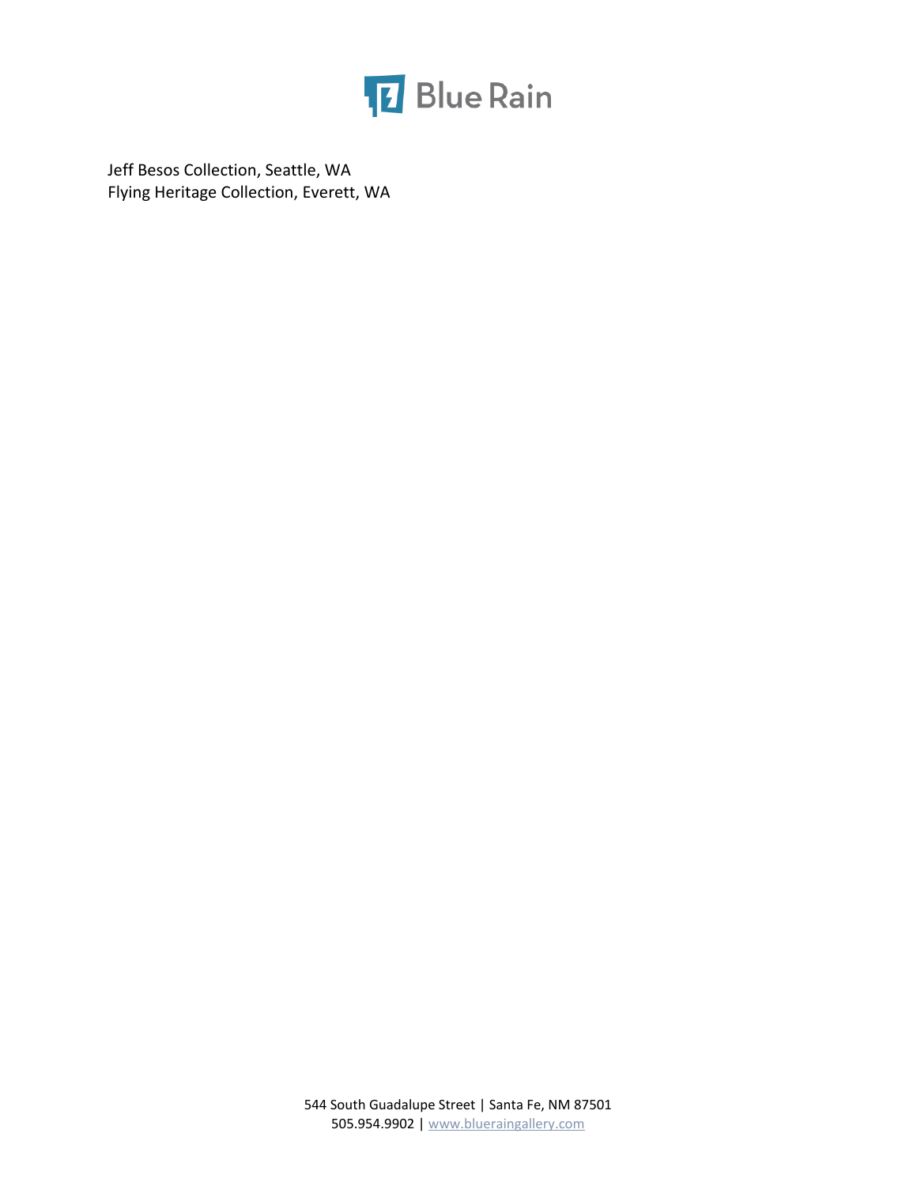Jeff Besos Collection, Seattle, WA
Flying Heritage Collection, Everett, WA